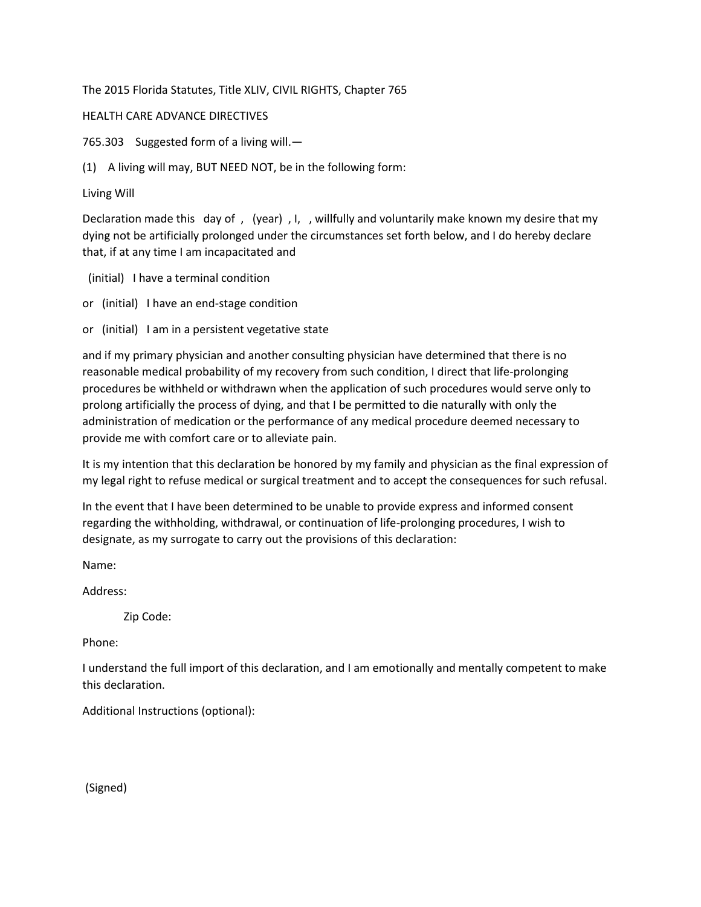The 2015 Florida Statutes, Title XLIV, CIVIL RIGHTS, Chapter 765

HEALTH CARE ADVANCE DIRECTIVES

765.303 Suggested form of a living will.—

(1) A living will may, BUT NEED NOT, be in the following form:

Living Will

Declaration made this day of , (year) , I, , willfully and voluntarily make known my desire that my dying not be artificially prolonged under the circumstances set forth below, and I do hereby declare that, if at any time I am incapacitated and

(initial) I have a terminal condition

or (initial) I have an end-stage condition

or (initial) I am in a persistent vegetative state

and if my primary physician and another consulting physician have determined that there is no reasonable medical probability of my recovery from such condition, I direct that life-prolonging procedures be withheld or withdrawn when the application of such procedures would serve only to prolong artificially the process of dying, and that I be permitted to die naturally with only the administration of medication or the performance of any medical procedure deemed necessary to provide me with comfort care or to alleviate pain.

It is my intention that this declaration be honored by my family and physician as the final expression of my legal right to refuse medical or surgical treatment and to accept the consequences for such refusal.

In the event that I have been determined to be unable to provide express and informed consent regarding the withholding, withdrawal, or continuation of life-prolonging procedures, I wish to designate, as my surrogate to carry out the provisions of this declaration:

Name:

Address:

Zip Code:

Phone:

I understand the full import of this declaration, and I am emotionally and mentally competent to make this declaration.

Additional Instructions (optional):

(Signed)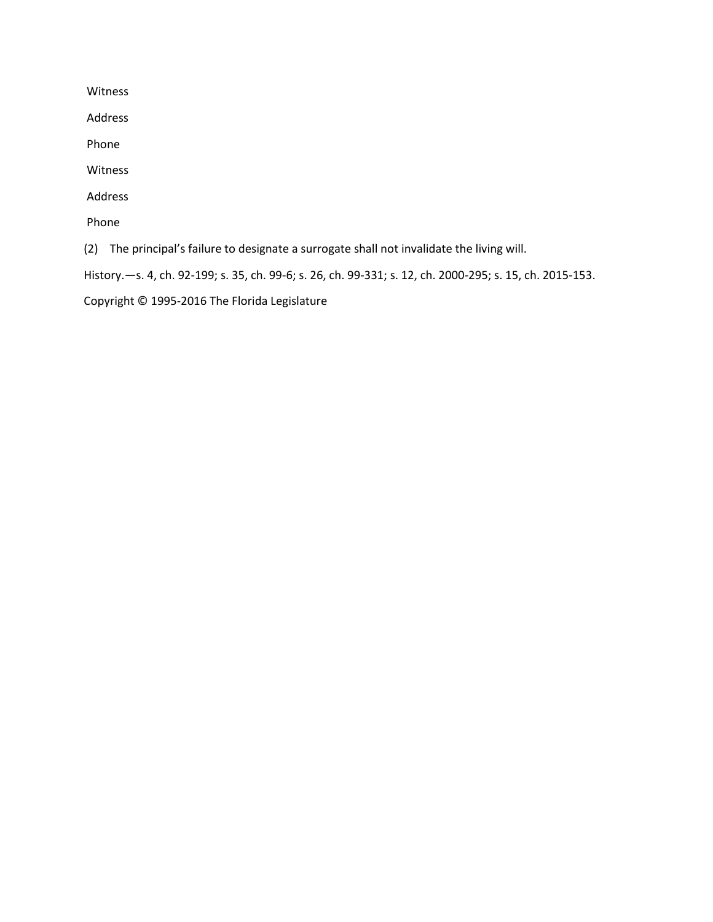Witness

Address

Phone

Witness

Address

Phone

(2) The principal's failure to designate a surrogate shall not invalidate the living will.

History.—s. 4, ch. 92-199; s. 35, ch. 99-6; s. 26, ch. 99-331; s. 12, ch. 2000-295; s. 15, ch. 2015-153.

Copyright © 1995-2016 The Florida Legislature